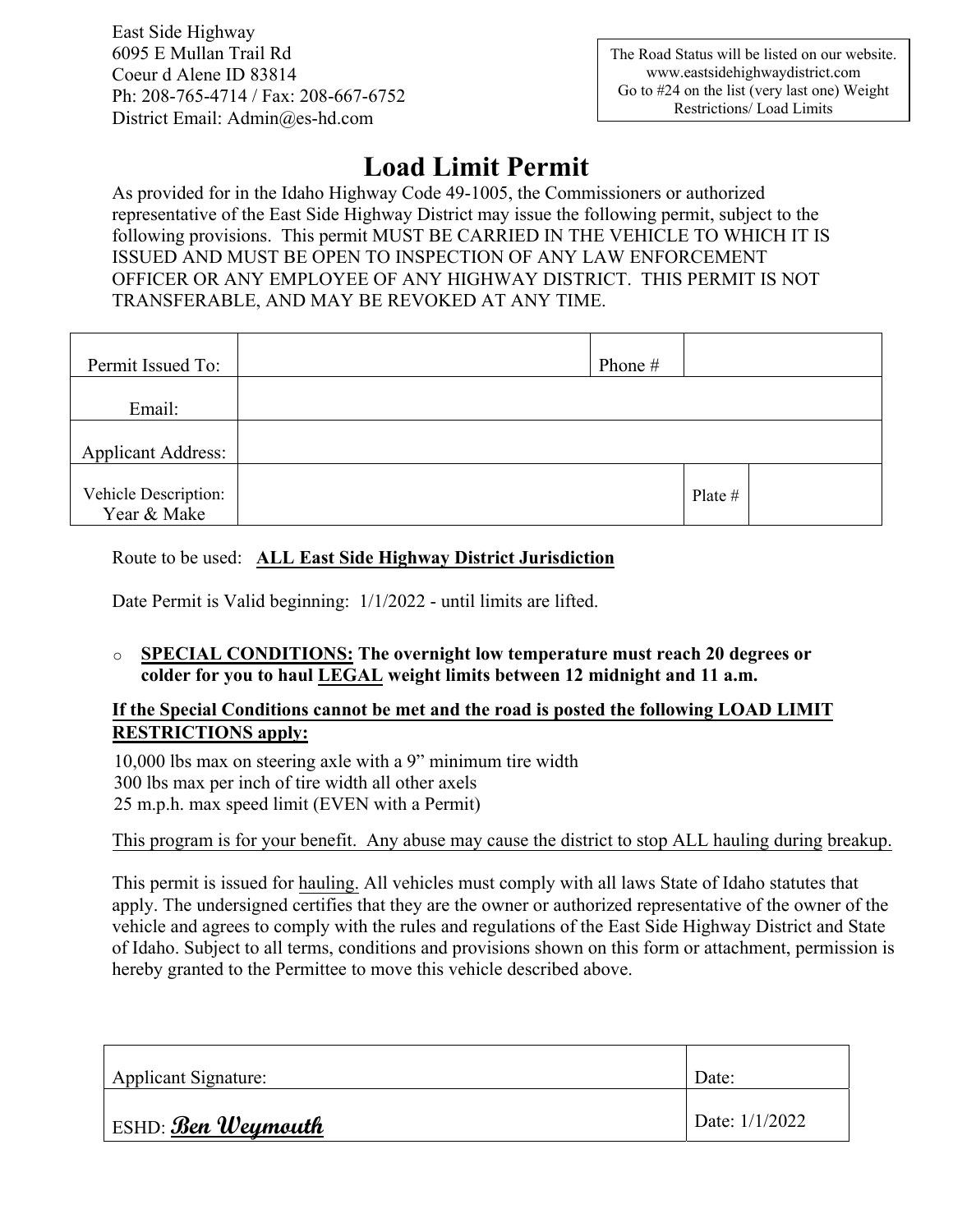East Side Highway
6095 E Mullan Trail Rd
Coeur d Alene ID 83814
Ph: 208-765-4714 / Fax: 208-667-6752
District Email: Admin@es-hd.com

> The Road Status will be listed on our website.
> www.eastsidehighwaydistrict.com
> Go to #24 on the list (very last one) Weight Restrictions/ Load Limits

# Load Limit Permit

As provided for in the Idaho Highway Code 49-1005, the Commissioners or authorized representative of the East Side Highway District may issue the following permit, subject to the following provisions. This permit MUST BE CARRIED IN THE VEHICLE TO WHICH IT IS ISSUED AND MUST BE OPEN TO INSPECTION OF ANY LAW ENFORCEMENT OFFICER OR ANY EMPLOYEE OF ANY HIGHWAY DISTRICT. THIS PERMIT IS NOT TRANSFERABLE, AND MAY BE REVOKED AT ANY TIME.

| Permit Issued To: | | Phone # | |
|---|---|---|---|
| Email: | | | |
| Applicant Address: | | | |
| Vehicle Description: Year & Make | | Plate # | |

Route to be used: **ALL East Side Highway District Jurisdiction**

Date Permit is Valid beginning: 1/1/2022 - until limits are lifted.

- **SPECIAL CONDITIONS: The overnight low temperature must reach 20 degrees or colder for you to haul LEGAL weight limits between 12 midnight and 11 a.m.**

**If the Special Conditions cannot be met and the road is posted the following LOAD LIMIT RESTRICTIONS apply:**

10,000 lbs max on steering axle with a 9" minimum tire width
300 lbs max per inch of tire width all other axels
25 m.p.h. max speed limit (EVEN with a Permit)

This program is for your benefit. Any abuse may cause the district to stop ALL hauling during breakup.

This permit is issued for hauling. All vehicles must comply with all laws State of Idaho statutes that apply. The undersigned certifies that they are the owner or authorized representative of the owner of the vehicle and agrees to comply with the rules and regulations of the East Side Highway District and State of Idaho. Subject to all terms, conditions and provisions shown on this form or attachment, permission is hereby granted to the Permittee to move this vehicle described above.

| Applicant Signature: | Date: |
|---|---|
| ESHD: *Ben Weymouth* | Date: 1/1/2022 |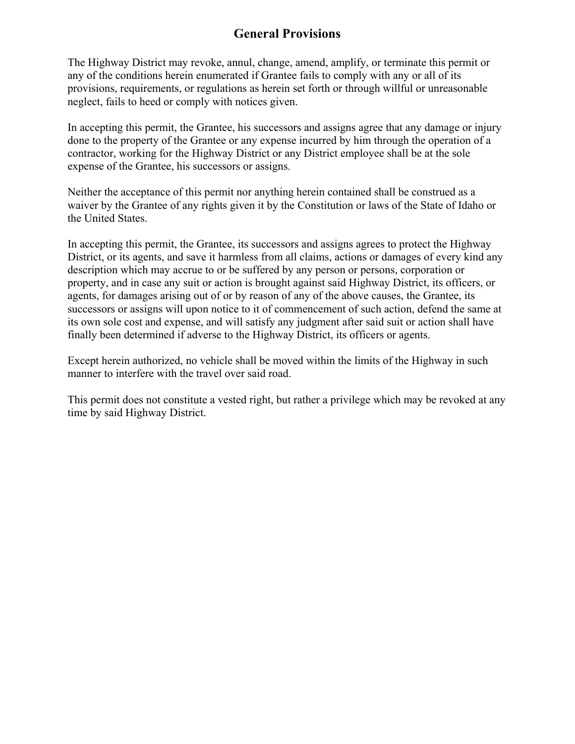## General Provisions

The Highway District may revoke, annul, change, amend, amplify, or terminate this permit or any of the conditions herein enumerated if Grantee fails to comply with any or all of its provisions, requirements, or regulations as herein set forth or through willful or unreasonable neglect, fails to heed or comply with notices given.

In accepting this permit, the Grantee, his successors and assigns agree that any damage or injury done to the property of the Grantee or any expense incurred by him through the operation of a contractor, working for the Highway District or any District employee shall be at the sole expense of the Grantee, his successors or assigns.

Neither the acceptance of this permit nor anything herein contained shall be construed as a waiver by the Grantee of any rights given it by the Constitution or laws of the State of Idaho or the United States.

In accepting this permit, the Grantee, its successors and assigns agrees to protect the Highway District, or its agents, and save it harmless from all claims, actions or damages of every kind any description which may accrue to or be suffered by any person or persons, corporation or property, and in case any suit or action is brought against said Highway District, its officers, or agents, for damages arising out of or by reason of any of the above causes, the Grantee, its successors or assigns will upon notice to it of commencement of such action, defend the same at its own sole cost and expense, and will satisfy any judgment after said suit or action shall have finally been determined if adverse to the Highway District, its officers or agents.

Except herein authorized, no vehicle shall be moved within the limits of the Highway in such manner to interfere with the travel over said road.

This permit does not constitute a vested right, but rather a privilege which may be revoked at any time by said Highway District.